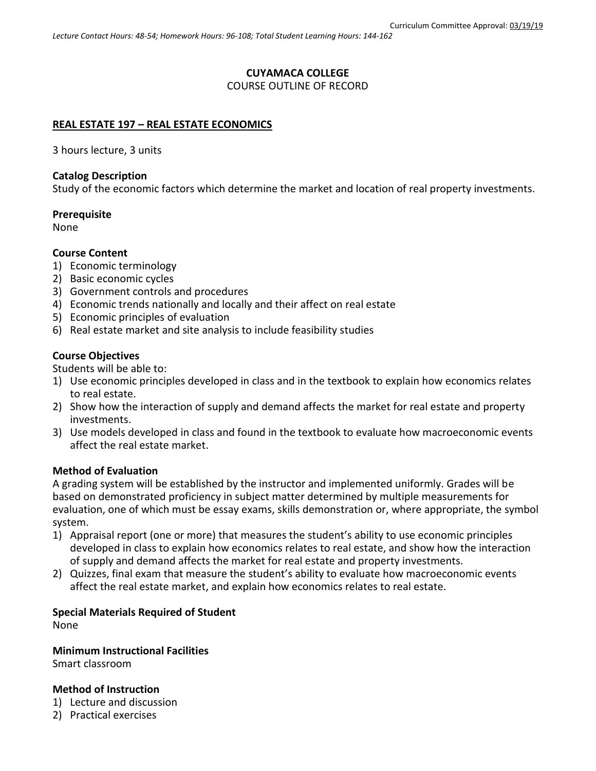Curriculum Committee Approval: 03/19/19

*Lecture Contact Hours: 48-54; Homework Hours: 96-108; Total Student Learning Hours: 144-162*

**CUYAMACA COLLEGE**
COURSE OUTLINE OF RECORD

**REAL ESTATE 197 – REAL ESTATE ECONOMICS**

3 hours lecture, 3 units

**Catalog Description**
Study of the economic factors which determine the market and location of real property investments.

**Prerequisite**
None

**Course Content**
1) Economic terminology
2) Basic economic cycles
3) Government controls and procedures
4) Economic trends nationally and locally and their affect on real estate
5) Economic principles of evaluation
6) Real estate market and site analysis to include feasibility studies

**Course Objectives**
Students will be able to:
1) Use economic principles developed in class and in the textbook to explain how economics relates to real estate.
2) Show how the interaction of supply and demand affects the market for real estate and property investments.
3) Use models developed in class and found in the textbook to evaluate how macroeconomic events affect the real estate market.

**Method of Evaluation**
A grading system will be established by the instructor and implemented uniformly. Grades will be based on demonstrated proficiency in subject matter determined by multiple measurements for evaluation, one of which must be essay exams, skills demonstration or, where appropriate, the symbol system.
1) Appraisal report (one or more) that measures the student's ability to use economic principles developed in class to explain how economics relates to real estate, and show how the interaction of supply and demand affects the market for real estate and property investments.
2) Quizzes, final exam that measure the student's ability to evaluate how macroeconomic events affect the real estate market, and explain how economics relates to real estate.

**Special Materials Required of Student**
None

**Minimum Instructional Facilities**
Smart classroom

**Method of Instruction**
1) Lecture and discussion
2) Practical exercises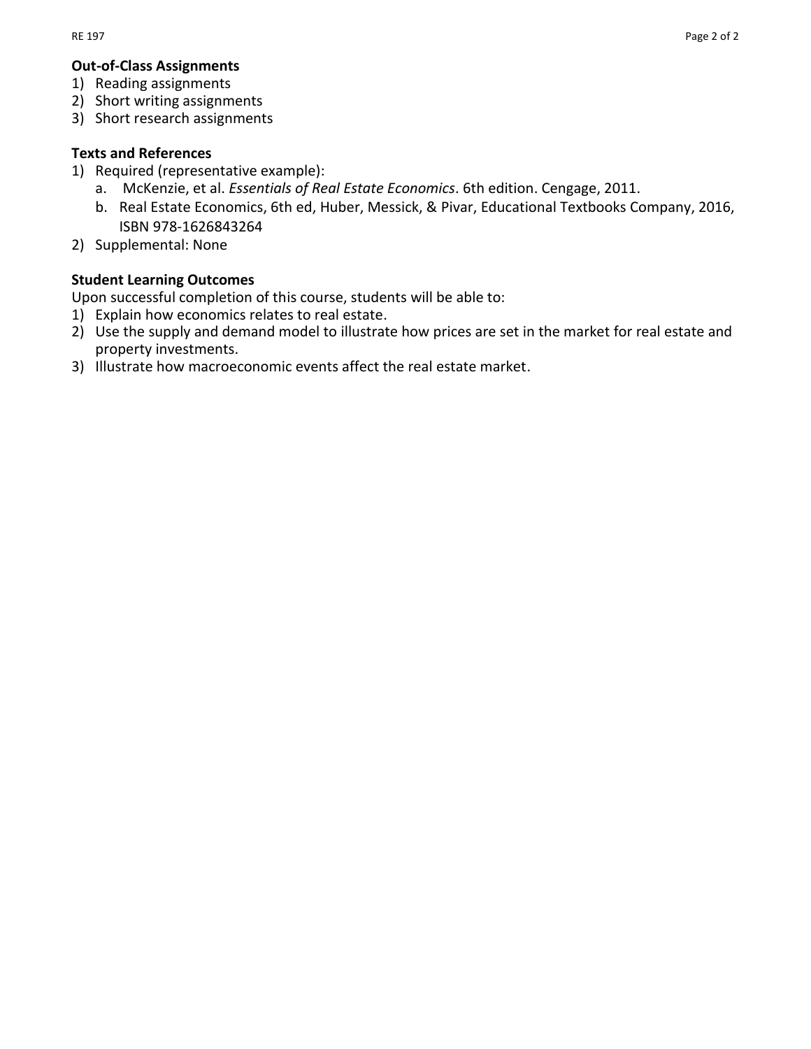**Out-of-Class Assignments**

1) Reading assignments
2) Short writing assignments
3) Short research assignments

**Texts and References**

1) Required (representative example):
   a. McKenzie, et al. *Essentials of Real Estate Economics*. 6th edition. Cengage, 2011.
   b. Real Estate Economics, 6th ed, Huber, Messick, & Pivar, Educational Textbooks Company, 2016, ISBN 978-1626843264
2) Supplemental: None

**Student Learning Outcomes**

Upon successful completion of this course, students will be able to:

1) Explain how economics relates to real estate.
2) Use the supply and demand model to illustrate how prices are set in the market for real estate and property investments.
3) Illustrate how macroeconomic events affect the real estate market.